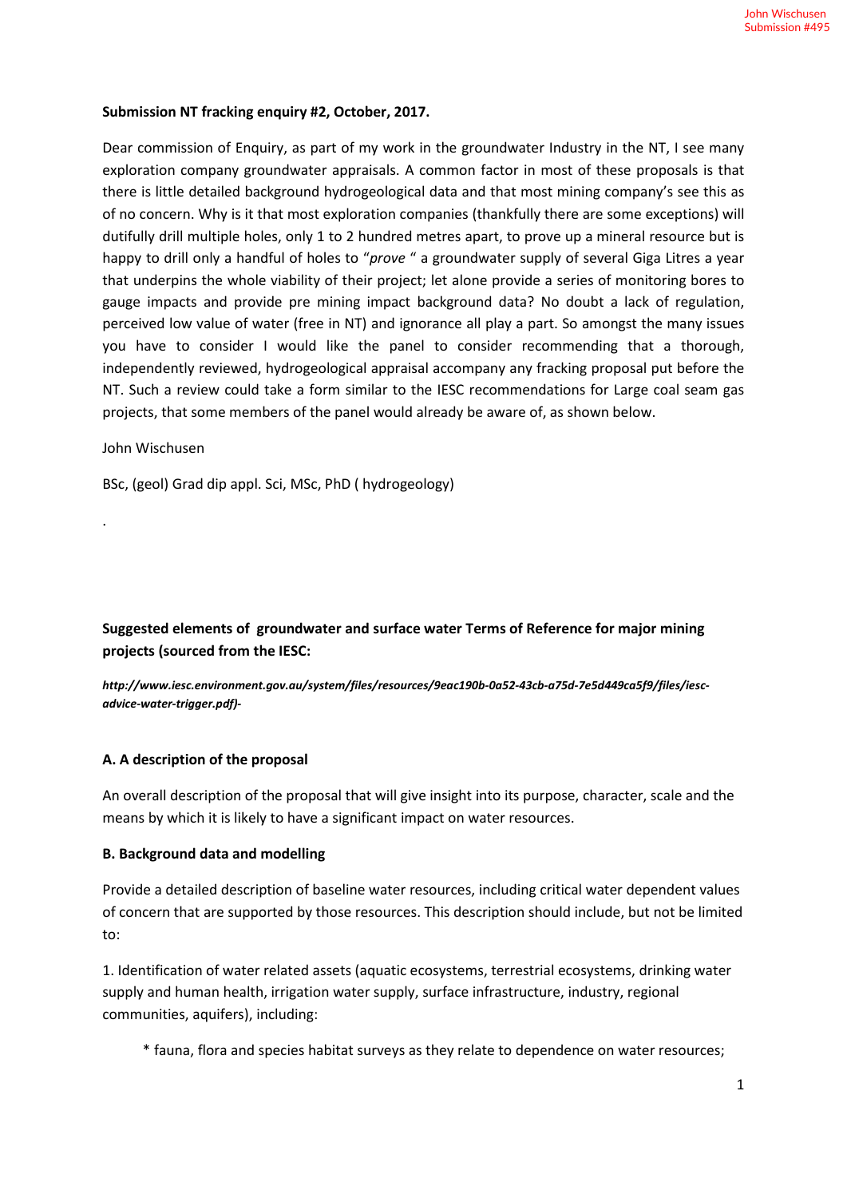**Submission NT fracking enquiry #2, October, 2017.**

Dear commission of Enquiry, as part of my work in the groundwater Industry in the NT, I see many exploration company groundwater appraisals. A common factor in most of these proposals is that there is little detailed background hydrogeological data and that most mining company's see this as of no concern. Why is it that most exploration companies (thankfully there are some exceptions) will dutifully drill multiple holes, only 1 to 2 hundred metres apart, to prove up a mineral resource but is happy to drill only a handful of holes to "*prove* " a groundwater supply of several Giga Litres a year that underpins the whole viability of their project; let alone provide a series of monitoring bores to gauge impacts and provide pre mining impact background data? No doubt a lack of regulation, perceived low value of water (free in NT) and ignorance all play a part. So amongst the many issues you have to consider I would like the panel to consider recommending that a thorough, independently reviewed, hydrogeological appraisal accompany any fracking proposal put before the NT. Such a review could take a form similar to the IESC recommendations for Large coal seam gas projects, that some members of the panel would already be aware of, as shown below.

John Wischusen

BSc, (geol) Grad dip appl. Sci, MSc, PhD ( hydrogeology)

.

**Suggested elements of groundwater and surface water Terms of Reference for major mining projects (sourced from the IESC:**

***http://www.iesc.environment.gov.au/system/files/resources/9eac190b-0a52-43cb-a75d-7e5d449ca5f9/files/iesc-advice-water-trigger.pdf)-***

**A. A description of the proposal**

An overall description of the proposal that will give insight into its purpose, character, scale and the means by which it is likely to have a significant impact on water resources.

**B. Background data and modelling**

Provide a detailed description of baseline water resources, including critical water dependent values of concern that are supported by those resources. This description should include, but not be limited to:

1. Identification of water related assets (aquatic ecosystems, terrestrial ecosystems, drinking water supply and human health, irrigation water supply, surface infrastructure, industry, regional communities, aquifers), including:

   * fauna, flora and species habitat surveys as they relate to dependence on water resources;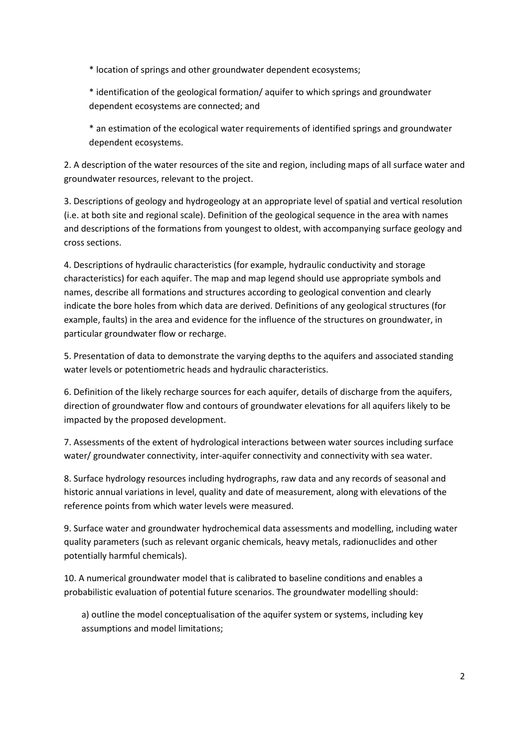* location of springs and other groundwater dependent ecosystems;

* identification of the geological formation/ aquifer to which springs and groundwater dependent ecosystems are connected; and

* an estimation of the ecological water requirements of identified springs and groundwater dependent ecosystems.

2. A description of the water resources of the site and region, including maps of all surface water and groundwater resources, relevant to the project.

3. Descriptions of geology and hydrogeology at an appropriate level of spatial and vertical resolution (i.e. at both site and regional scale). Definition of the geological sequence in the area with names and descriptions of the formations from youngest to oldest, with accompanying surface geology and cross sections.

4. Descriptions of hydraulic characteristics (for example, hydraulic conductivity and storage characteristics) for each aquifer. The map and map legend should use appropriate symbols and names, describe all formations and structures according to geological convention and clearly indicate the bore holes from which data are derived. Definitions of any geological structures (for example, faults) in the area and evidence for the influence of the structures on groundwater, in particular groundwater flow or recharge.

5. Presentation of data to demonstrate the varying depths to the aquifers and associated standing water levels or potentiometric heads and hydraulic characteristics.

6. Definition of the likely recharge sources for each aquifer, details of discharge from the aquifers, direction of groundwater flow and contours of groundwater elevations for all aquifers likely to be impacted by the proposed development.

7. Assessments of the extent of hydrological interactions between water sources including surface water/ groundwater connectivity, inter-aquifer connectivity and connectivity with sea water.

8. Surface hydrology resources including hydrographs, raw data and any records of seasonal and historic annual variations in level, quality and date of measurement, along with elevations of the reference points from which water levels were measured.

9. Surface water and groundwater hydrochemical data assessments and modelling, including water quality parameters (such as relevant organic chemicals, heavy metals, radionuclides and other potentially harmful chemicals).

10. A numerical groundwater model that is calibrated to baseline conditions and enables a probabilistic evaluation of potential future scenarios. The groundwater modelling should:

   a) outline the model conceptualisation of the aquifer system or systems, including key assumptions and model limitations;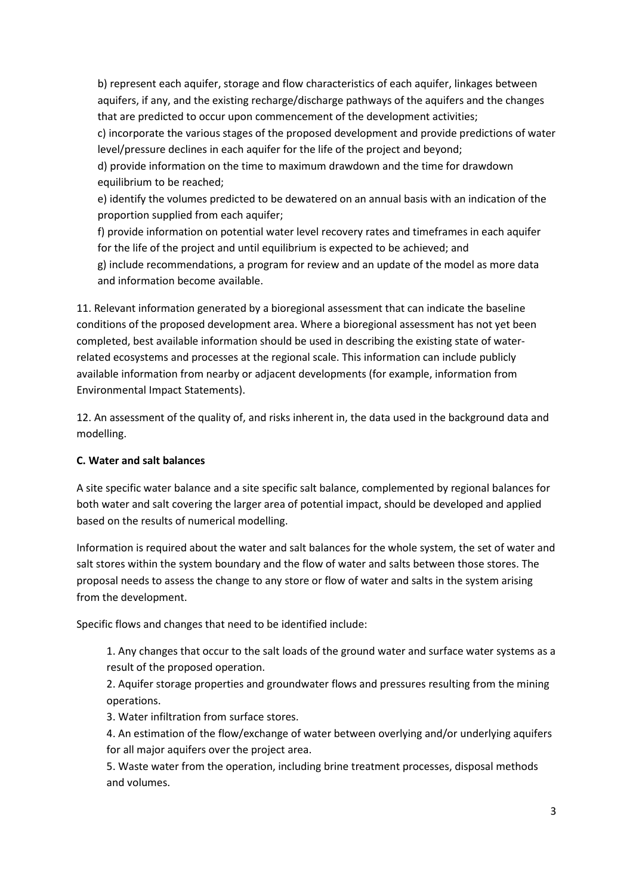b) represent each aquifer, storage and flow characteristics of each aquifer, linkages between aquifers, if any, and the existing recharge/discharge pathways of the aquifers and the changes that are predicted to occur upon commencement of the development activities;

c) incorporate the various stages of the proposed development and provide predictions of water level/pressure declines in each aquifer for the life of the project and beyond;

d) provide information on the time to maximum drawdown and the time for drawdown equilibrium to be reached;

e) identify the volumes predicted to be dewatered on an annual basis with an indication of the proportion supplied from each aquifer;

f) provide information on potential water level recovery rates and timeframes in each aquifer for the life of the project and until equilibrium is expected to be achieved; and

g) include recommendations, a program for review and an update of the model as more data and information become available.

11. Relevant information generated by a bioregional assessment that can indicate the baseline conditions of the proposed development area. Where a bioregional assessment has not yet been completed, best available information should be used in describing the existing state of water-related ecosystems and processes at the regional scale. This information can include publicly available information from nearby or adjacent developments (for example, information from Environmental Impact Statements).

12. An assessment of the quality of, and risks inherent in, the data used in the background data and modelling.

**C. Water and salt balances**

A site specific water balance and a site specific salt balance, complemented by regional balances for both water and salt covering the larger area of potential impact, should be developed and applied based on the results of numerical modelling.

Information is required about the water and salt balances for the whole system, the set of water and salt stores within the system boundary and the flow of water and salts between those stores. The proposal needs to assess the change to any store or flow of water and salts in the system arising from the development.

Specific flows and changes that need to be identified include:

1. Any changes that occur to the salt loads of the ground water and surface water systems as a result of the proposed operation.
2. Aquifer storage properties and groundwater flows and pressures resulting from the mining operations.
3. Water infiltration from surface stores.
4. An estimation of the flow/exchange of water between overlying and/or underlying aquifers for all major aquifers over the project area.
5. Waste water from the operation, including brine treatment processes, disposal methods and volumes.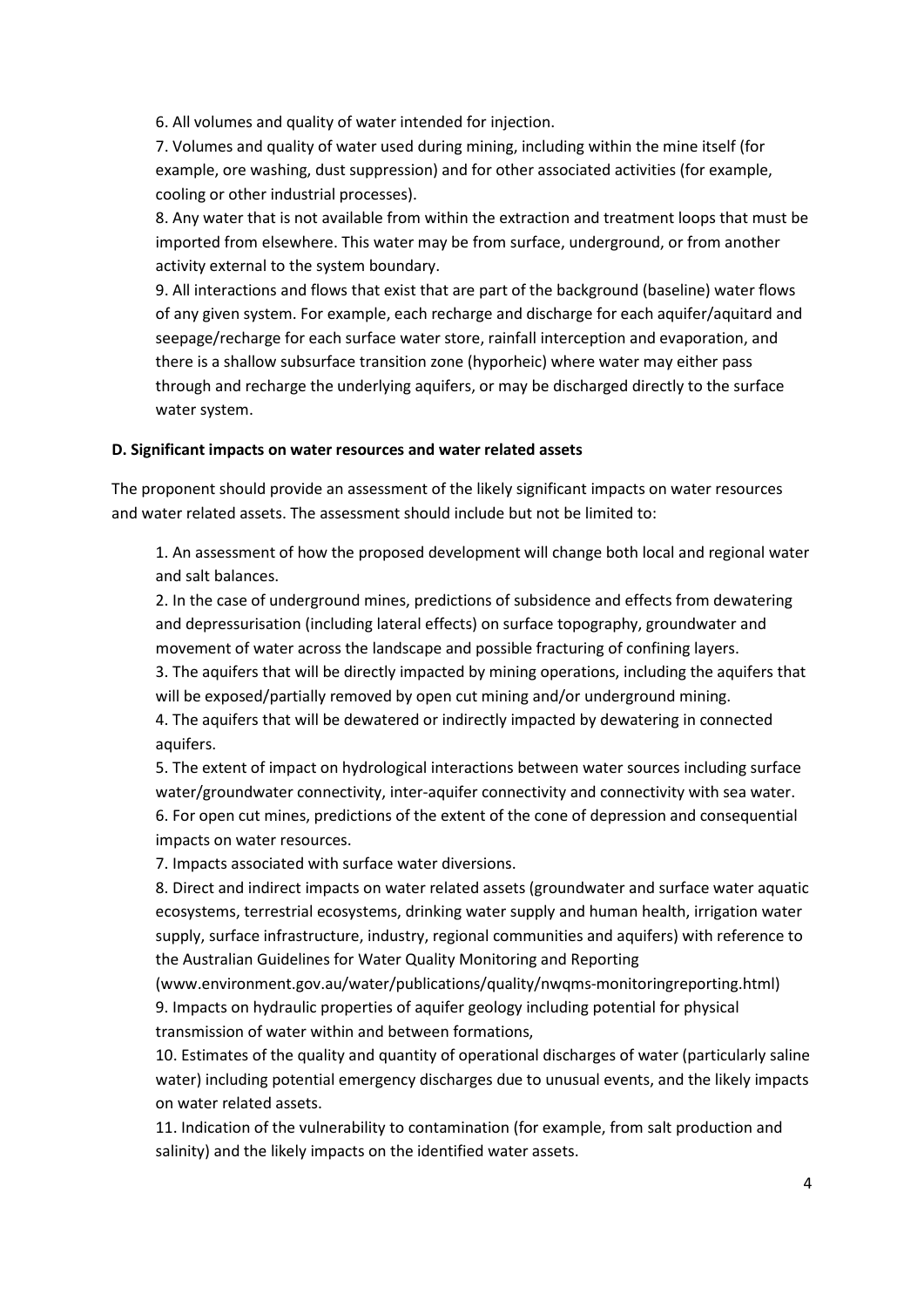6. All volumes and quality of water intended for injection.

7. Volumes and quality of water used during mining, including within the mine itself (for example, ore washing, dust suppression) and for other associated activities (for example, cooling or other industrial processes).

8. Any water that is not available from within the extraction and treatment loops that must be imported from elsewhere. This water may be from surface, underground, or from another activity external to the system boundary.

9. All interactions and flows that exist that are part of the background (baseline) water flows of any given system. For example, each recharge and discharge for each aquifer/aquitard and seepage/recharge for each surface water store, rainfall interception and evaporation, and there is a shallow subsurface transition zone (hyporheic) where water may either pass through and recharge the underlying aquifers, or may be discharged directly to the surface water system.

**D. Significant impacts on water resources and water related assets**

The proponent should provide an assessment of the likely significant impacts on water resources and water related assets. The assessment should include but not be limited to:

1. An assessment of how the proposed development will change both local and regional water and salt balances.

2. In the case of underground mines, predictions of subsidence and effects from dewatering and depressurisation (including lateral effects) on surface topography, groundwater and movement of water across the landscape and possible fracturing of confining layers.

3. The aquifers that will be directly impacted by mining operations, including the aquifers that will be exposed/partially removed by open cut mining and/or underground mining.

4. The aquifers that will be dewatered or indirectly impacted by dewatering in connected aquifers.

5. The extent of impact on hydrological interactions between water sources including surface water/groundwater connectivity, inter-aquifer connectivity and connectivity with sea water.

6. For open cut mines, predictions of the extent of the cone of depression and consequential impacts on water resources.

7. Impacts associated with surface water diversions.

8. Direct and indirect impacts on water related assets (groundwater and surface water aquatic ecosystems, terrestrial ecosystems, drinking water supply and human health, irrigation water supply, surface infrastructure, industry, regional communities and aquifers) with reference to the Australian Guidelines for Water Quality Monitoring and Reporting (www.environment.gov.au/water/publications/quality/nwqms-monitoringreporting.html)

9. Impacts on hydraulic properties of aquifer geology including potential for physical transmission of water within and between formations,

10. Estimates of the quality and quantity of operational discharges of water (particularly saline water) including potential emergency discharges due to unusual events, and the likely impacts on water related assets.

11. Indication of the vulnerability to contamination (for example, from salt production and salinity) and the likely impacts on the identified water assets.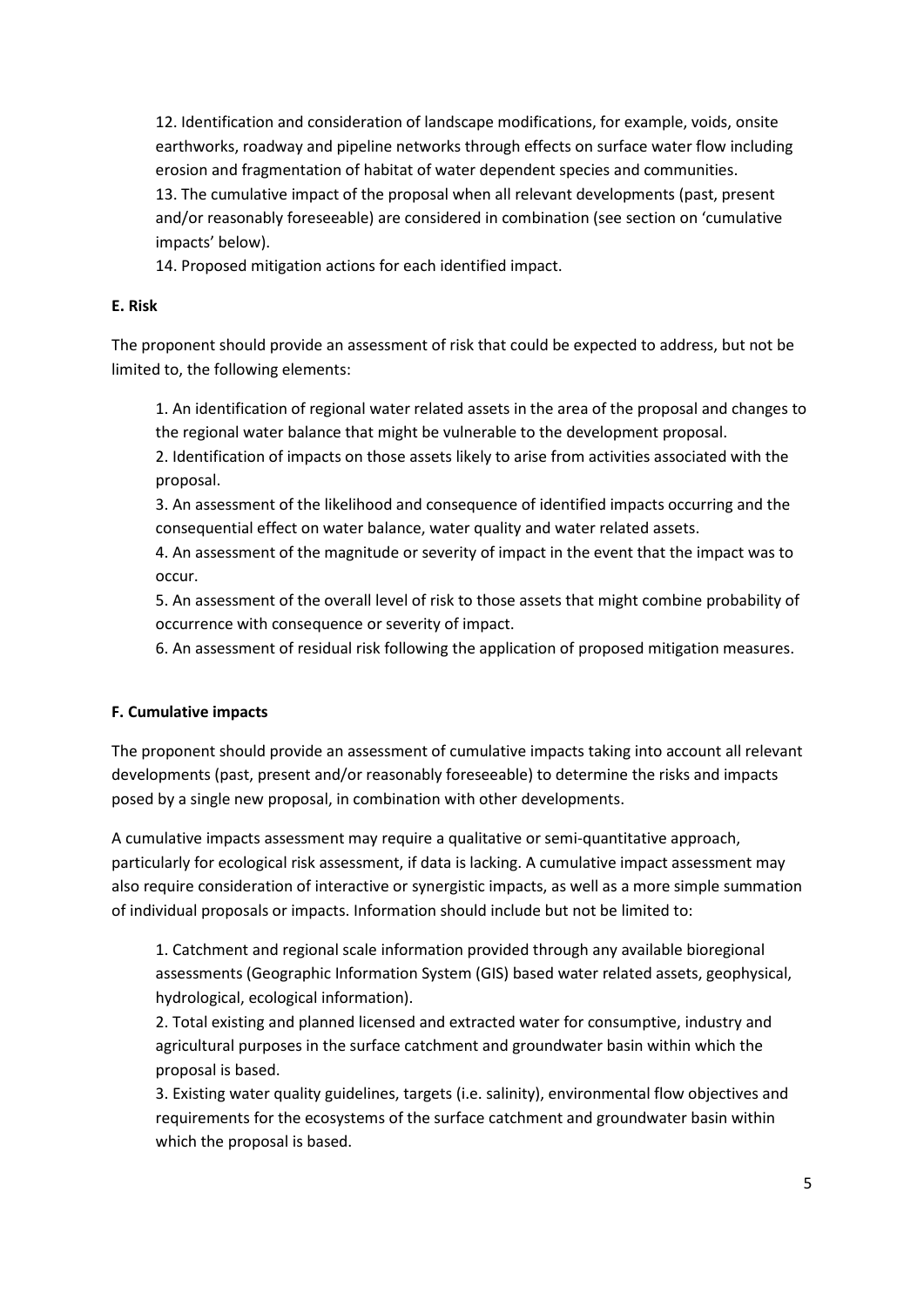12. Identification and consideration of landscape modifications, for example, voids, onsite earthworks, roadway and pipeline networks through effects on surface water flow including erosion and fragmentation of habitat of water dependent species and communities.
13. The cumulative impact of the proposal when all relevant developments (past, present and/or reasonably foreseeable) are considered in combination (see section on 'cumulative impacts' below).
14. Proposed mitigation actions for each identified impact.

**E. Risk**

The proponent should provide an assessment of risk that could be expected to address, but not be limited to, the following elements:

1. An identification of regional water related assets in the area of the proposal and changes to the regional water balance that might be vulnerable to the development proposal.
2. Identification of impacts on those assets likely to arise from activities associated with the proposal.
3. An assessment of the likelihood and consequence of identified impacts occurring and the consequential effect on water balance, water quality and water related assets.
4. An assessment of the magnitude or severity of impact in the event that the impact was to occur.
5. An assessment of the overall level of risk to those assets that might combine probability of occurrence with consequence or severity of impact.
6. An assessment of residual risk following the application of proposed mitigation measures.

**F. Cumulative impacts**

The proponent should provide an assessment of cumulative impacts taking into account all relevant developments (past, present and/or reasonably foreseeable) to determine the risks and impacts posed by a single new proposal, in combination with other developments.

A cumulative impacts assessment may require a qualitative or semi-quantitative approach, particularly for ecological risk assessment, if data is lacking. A cumulative impact assessment may also require consideration of interactive or synergistic impacts, as well as a more simple summation of individual proposals or impacts. Information should include but not be limited to:

1. Catchment and regional scale information provided through any available bioregional assessments (Geographic Information System (GIS) based water related assets, geophysical, hydrological, ecological information).
2. Total existing and planned licensed and extracted water for consumptive, industry and agricultural purposes in the surface catchment and groundwater basin within which the proposal is based.
3. Existing water quality guidelines, targets (i.e. salinity), environmental flow objectives and requirements for the ecosystems of the surface catchment and groundwater basin within which the proposal is based.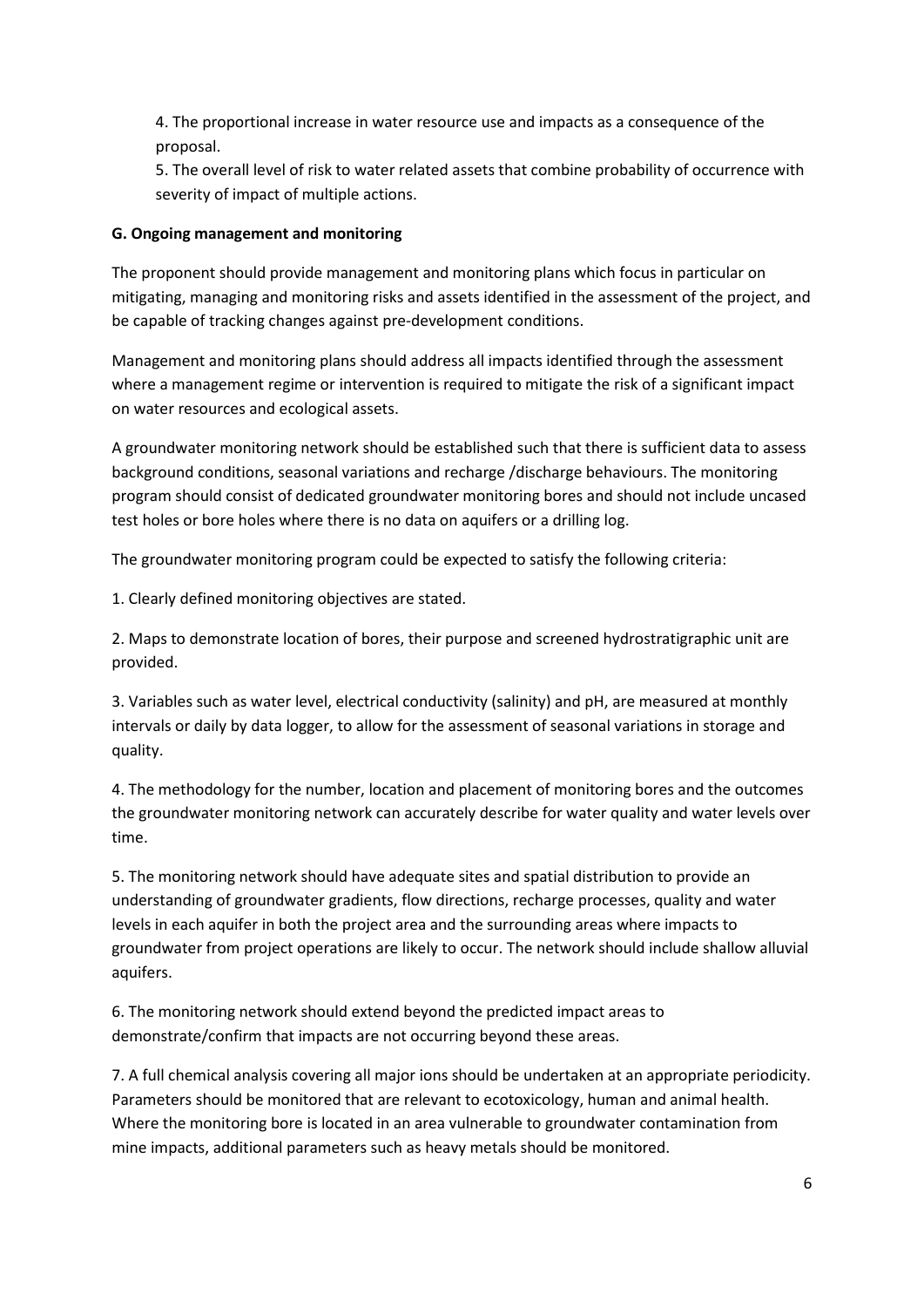4. The proportional increase in water resource use and impacts as a consequence of the proposal.

5. The overall level of risk to water related assets that combine probability of occurrence with severity of impact of multiple actions.

**G. Ongoing management and monitoring**

The proponent should provide management and monitoring plans which focus in particular on mitigating, managing and monitoring risks and assets identified in the assessment of the project, and be capable of tracking changes against pre-development conditions.

Management and monitoring plans should address all impacts identified through the assessment where a management regime or intervention is required to mitigate the risk of a significant impact on water resources and ecological assets.

A groundwater monitoring network should be established such that there is sufficient data to assess background conditions, seasonal variations and recharge /discharge behaviours. The monitoring program should consist of dedicated groundwater monitoring bores and should not include uncased test holes or bore holes where there is no data on aquifers or a drilling log.

The groundwater monitoring program could be expected to satisfy the following criteria:

1. Clearly defined monitoring objectives are stated.

2. Maps to demonstrate location of bores, their purpose and screened hydrostratigraphic unit are provided.

3. Variables such as water level, electrical conductivity (salinity) and pH, are measured at monthly intervals or daily by data logger, to allow for the assessment of seasonal variations in storage and quality.

4. The methodology for the number, location and placement of monitoring bores and the outcomes the groundwater monitoring network can accurately describe for water quality and water levels over time.

5. The monitoring network should have adequate sites and spatial distribution to provide an understanding of groundwater gradients, flow directions, recharge processes, quality and water levels in each aquifer in both the project area and the surrounding areas where impacts to groundwater from project operations are likely to occur. The network should include shallow alluvial aquifers.

6. The monitoring network should extend beyond the predicted impact areas to demonstrate/confirm that impacts are not occurring beyond these areas.

7. A full chemical analysis covering all major ions should be undertaken at an appropriate periodicity. Parameters should be monitored that are relevant to ecotoxicology, human and animal health. Where the monitoring bore is located in an area vulnerable to groundwater contamination from mine impacts, additional parameters such as heavy metals should be monitored.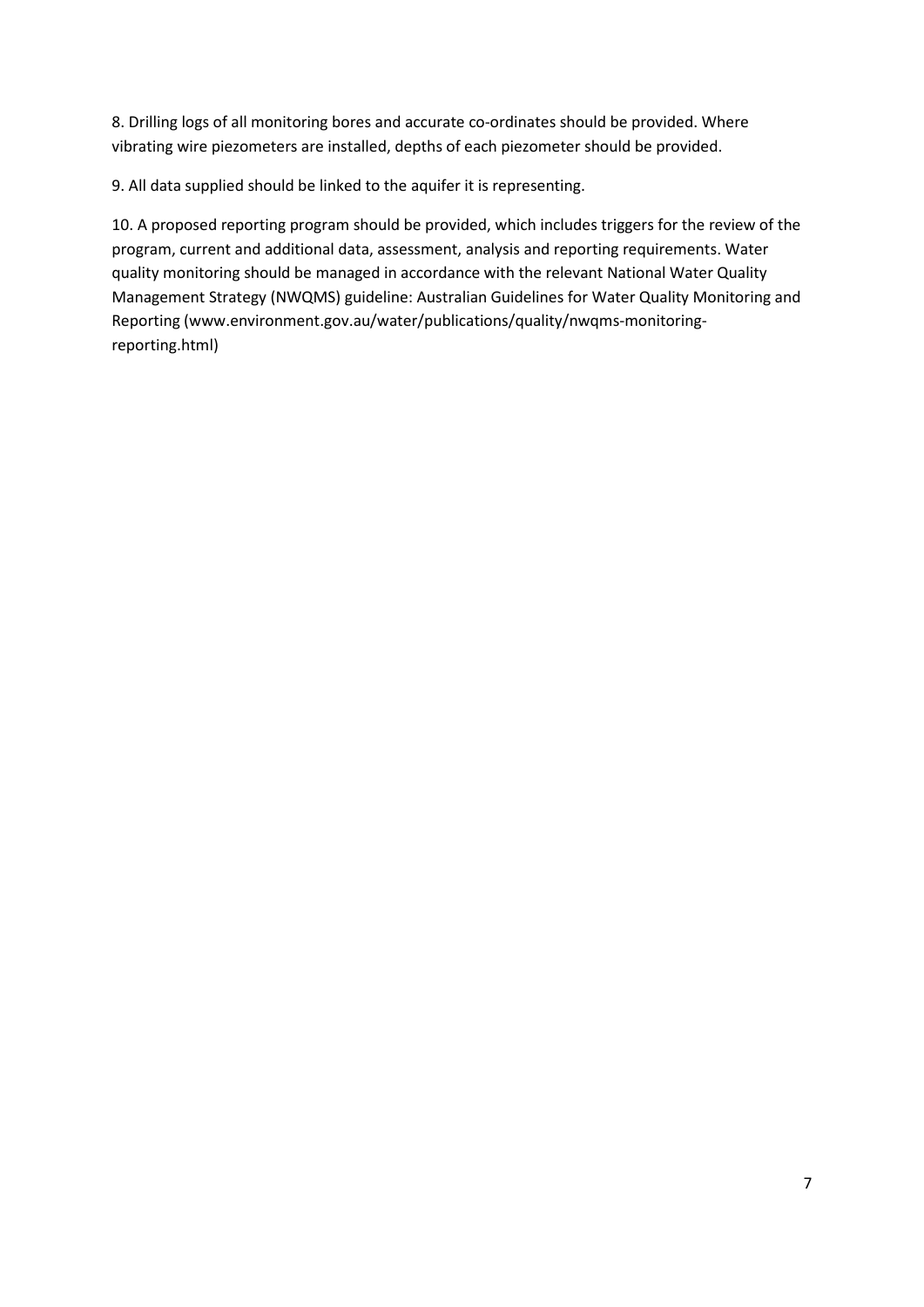8. Drilling logs of all monitoring bores and accurate co-ordinates should be provided. Where vibrating wire piezometers are installed, depths of each piezometer should be provided.

9. All data supplied should be linked to the aquifer it is representing.

10. A proposed reporting program should be provided, which includes triggers for the review of the program, current and additional data, assessment, analysis and reporting requirements. Water quality monitoring should be managed in accordance with the relevant National Water Quality Management Strategy (NWQMS) guideline: Australian Guidelines for Water Quality Monitoring and Reporting (www.environment.gov.au/water/publications/quality/nwqms-monitoring-reporting.html)